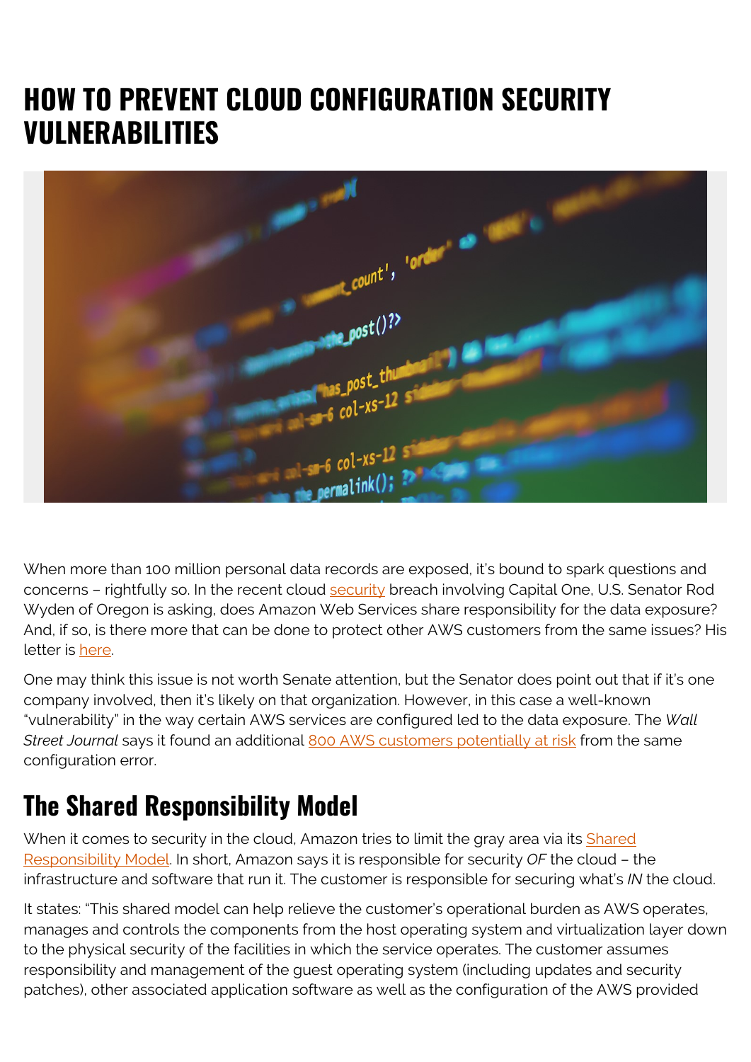# HOW TO PREVENT CLOUD CONFIGURATION SECURITY VULNERABILITIES

When more than 100 million personal data records are exposed, it's bound to spark questions and concerns – rightfully so. In the recent cloud security breach involving Capital One, U.S. Senator Rod Wyden of Oregon is asking, does Amazon Web Services share responsibility for the data exposure? And, if so, is there more that can be done to protect other AWS customers from the same issues? His letter is here.

One may think this issue is not worth Senate attention, but the Senator does point out that if it's one company involved, then it's likely on that organization. However, in this case a well-known "vulnerability" in the way certain AWS services are configured led to the data exposure. The *Wall Street Journal* says it found an additional 800 AWS customers potentially at risk from the same configuration error.

## The Shared Responsibility Model

When it comes to security in the cloud, Amazon tries to limit the gray area via its Shared Responsibility Model. In short, Amazon says it is responsible for security *OF* the cloud – the infrastructure and software that run it. The customer is responsible for securing what's *IN* the cloud.

It states: "This shared model can help relieve the customer's operational burden as AWS operates, manages and controls the components from the host operating system and virtualization layer down to the physical security of the facilities in which the service operates. The customer assumes responsibility and management of the guest operating system (including updates and security patches), other associated application software as well as the configuration of the AWS provided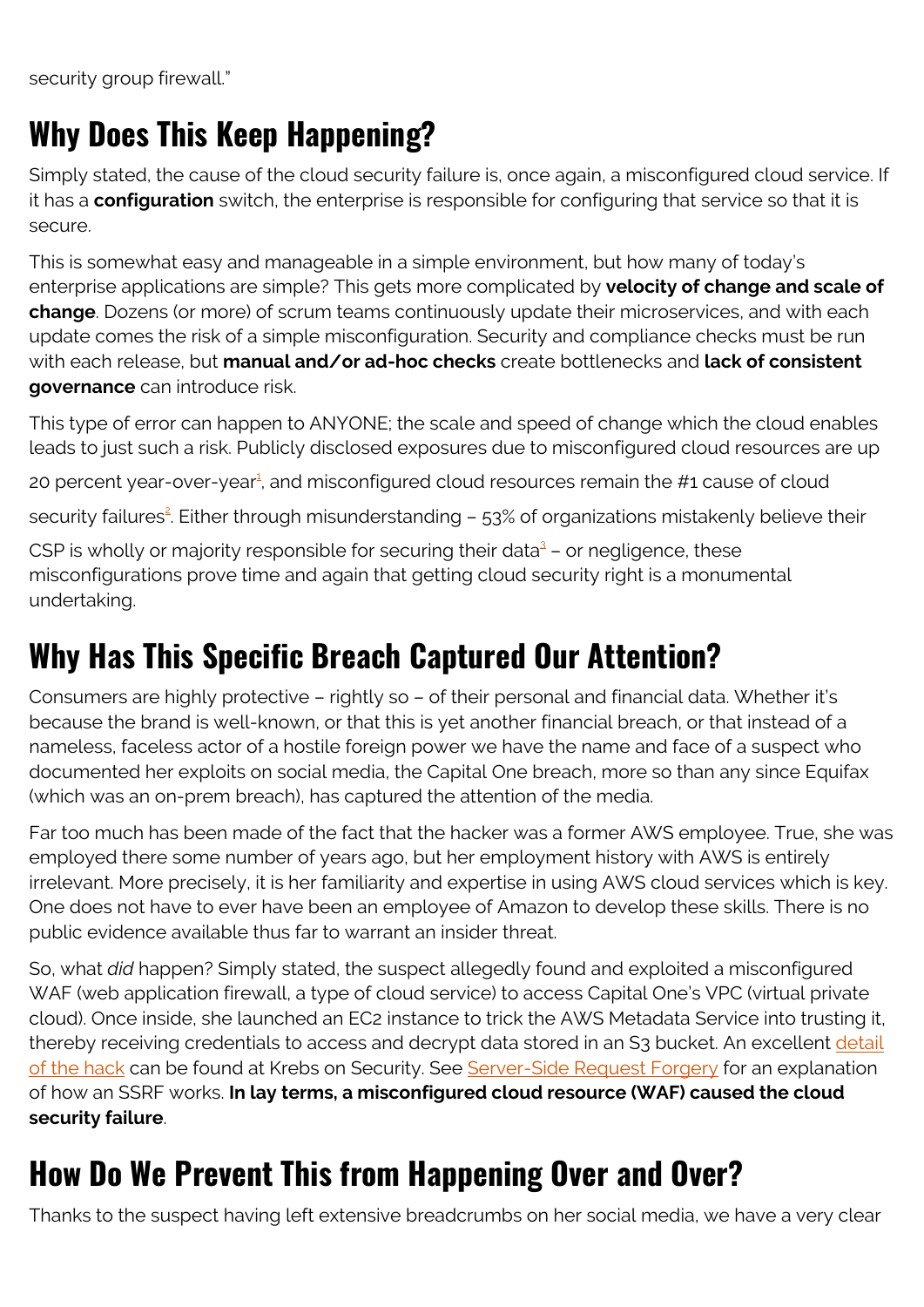security group firewall."

## Why Does This Keep Happening?

Simply stated, the cause of the cloud security failure is, once again, a misconfigured cloud service. If it has a **configuration** switch, the enterprise is responsible for configuring that service so that it is secure.

This is somewhat easy and manageable in a simple environment, but how many of today's enterprise applications are simple? This gets more complicated by **velocity of change and scale of change**. Dozens (or more) of scrum teams continuously update their microservices, and with each update comes the risk of a simple misconfiguration. Security and compliance checks must be run with each release, but **manual and/or ad-hoc checks** create bottlenecks and **lack of consistent governance** can introduce risk.

This type of error can happen to ANYONE; the scale and speed of change which the cloud enables leads to just such a risk. Publicly disclosed exposures due to misconfigured cloud resources are up 20 percent year-over-year[1], and misconfigured cloud resources remain the #1 cause of cloud security failures[2]. Either through misunderstanding – 53% of organizations mistakenly believe their CSP is wholly or majority responsible for securing their data[3] – or negligence, these misconfigurations prove time and again that getting cloud security right is a monumental undertaking.

## Why Has This Specific Breach Captured Our Attention?

Consumers are highly protective – rightly so – of their personal and financial data. Whether it's because the brand is well-known, or that this is yet another financial breach, or that instead of a nameless, faceless actor of a hostile foreign power we have the name and face of a suspect who documented her exploits on social media, the Capital One breach, more so than any since Equifax (which was an on-prem breach), has captured the attention of the media.

Far too much has been made of the fact that the hacker was a former AWS employee. True, she was employed there some number of years ago, but her employment history with AWS is entirely irrelevant. More precisely, it is her familiarity and expertise in using AWS cloud services which is key. One does not have to ever have been an employee of Amazon to develop these skills. There is no public evidence available thus far to warrant an insider threat.

So, what *did* happen? Simply stated, the suspect allegedly found and exploited a misconfigured WAF (web application firewall, a type of cloud service) to access Capital One's VPC (virtual private cloud). Once inside, she launched an EC2 instance to trick the AWS Metadata Service into trusting it, thereby receiving credentials to access and decrypt data stored in an S3 bucket. An excellent detail of the hack can be found at Krebs on Security. See Server-Side Request Forgery for an explanation of how an SSRF works. **In lay terms, a misconfigured cloud resource (WAF) caused the cloud security failure**.

## How Do We Prevent This from Happening Over and Over?

Thanks to the suspect having left extensive breadcrumbs on her social media, we have a very clear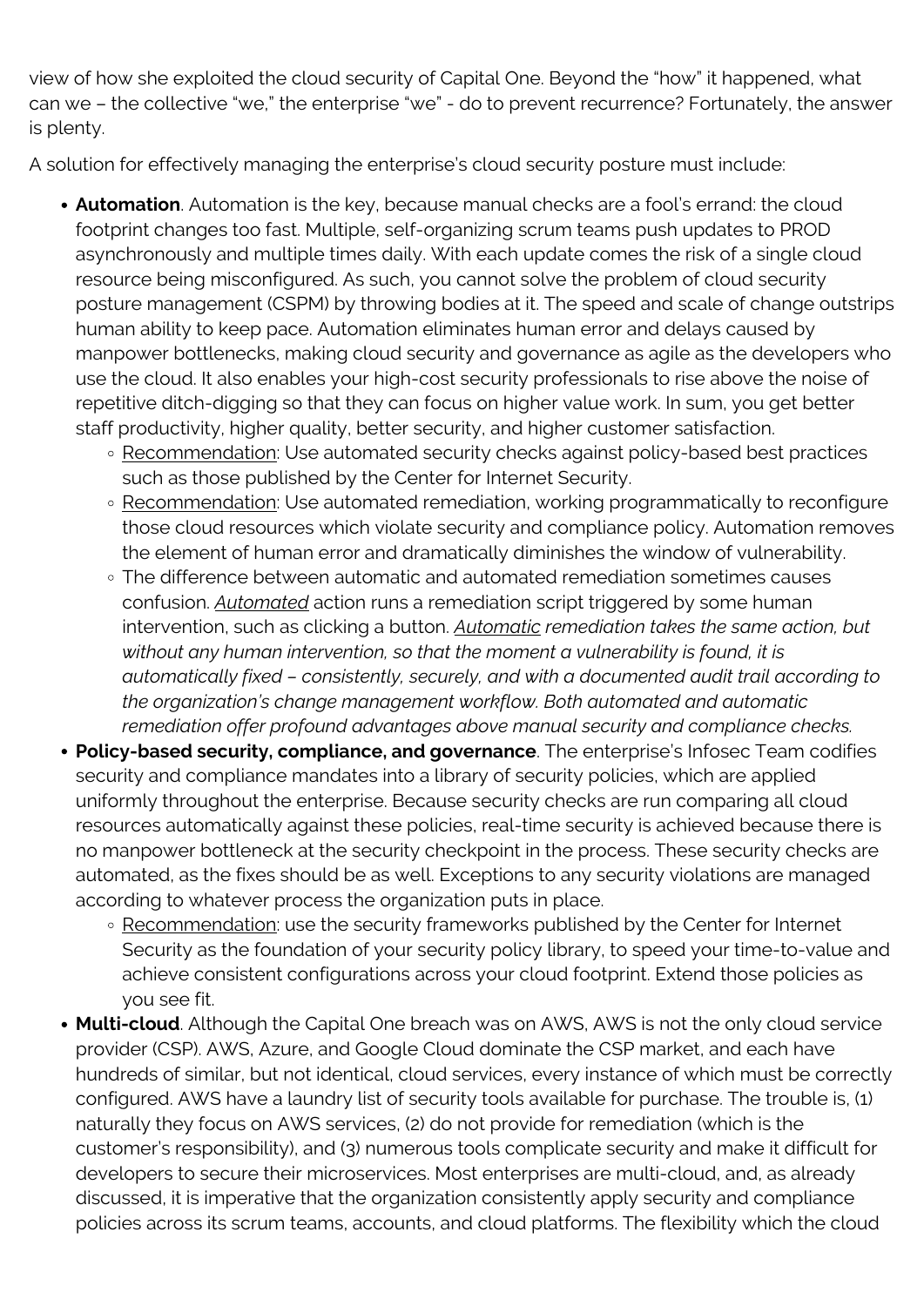view of how she exploited the cloud security of Capital One. Beyond the "how" it happened, what can we – the collective "we," the enterprise "we" - do to prevent recurrence? Fortunately, the answer is plenty.

A solution for effectively managing the enterprise's cloud security posture must include:

- **Automation**. Automation is the key, because manual checks are a fool's errand: the cloud footprint changes too fast. Multiple, self-organizing scrum teams push updates to PROD asynchronously and multiple times daily. With each update comes the risk of a single cloud resource being misconfigured. As such, you cannot solve the problem of cloud security posture management (CSPM) by throwing bodies at it. The speed and scale of change outstrips human ability to keep pace. Automation eliminates human error and delays caused by manpower bottlenecks, making cloud security and governance as agile as the developers who use the cloud. It also enables your high-cost security professionals to rise above the noise of repetitive ditch-digging so that they can focus on higher value work. In sum, you get better staff productivity, higher quality, better security, and higher customer satisfaction.
    - Recommendation: Use automated security checks against policy-based best practices such as those published by the Center for Internet Security.
    - Recommendation: Use automated remediation, working programmatically to reconfigure those cloud resources which violate security and compliance policy. Automation removes the element of human error and dramatically diminishes the window of vulnerability.
    - The difference between automatic and automated remediation sometimes causes confusion. *Automated* action runs a remediation script triggered by some human intervention, such as clicking a button. *Automatic remediation takes the same action, but without any human intervention, so that the moment a vulnerability is found, it is automatically fixed – consistently, securely, and with a documented audit trail according to the organization's change management workflow. Both automated and automatic remediation offer profound advantages above manual security and compliance checks.*
- **Policy-based security, compliance, and governance**. The enterprise's Infosec Team codifies security and compliance mandates into a library of security policies, which are applied uniformly throughout the enterprise. Because security checks are run comparing all cloud resources automatically against these policies, real-time security is achieved because there is no manpower bottleneck at the security checkpoint in the process. These security checks are automated, as the fixes should be as well. Exceptions to any security violations are managed according to whatever process the organization puts in place.
    - Recommendation: use the security frameworks published by the Center for Internet Security as the foundation of your security policy library, to speed your time-to-value and achieve consistent configurations across your cloud footprint. Extend those policies as you see fit.
- **Multi-cloud**. Although the Capital One breach was on AWS, AWS is not the only cloud service provider (CSP). AWS, Azure, and Google Cloud dominate the CSP market, and each have hundreds of similar, but not identical, cloud services, every instance of which must be correctly configured. AWS have a laundry list of security tools available for purchase. The trouble is, (1) naturally they focus on AWS services, (2) do not provide for remediation (which is the customer's responsibility), and (3) numerous tools complicate security and make it difficult for developers to secure their microservices. Most enterprises are multi-cloud, and, as already discussed, it is imperative that the organization consistently apply security and compliance policies across its scrum teams, accounts, and cloud platforms. The flexibility which the cloud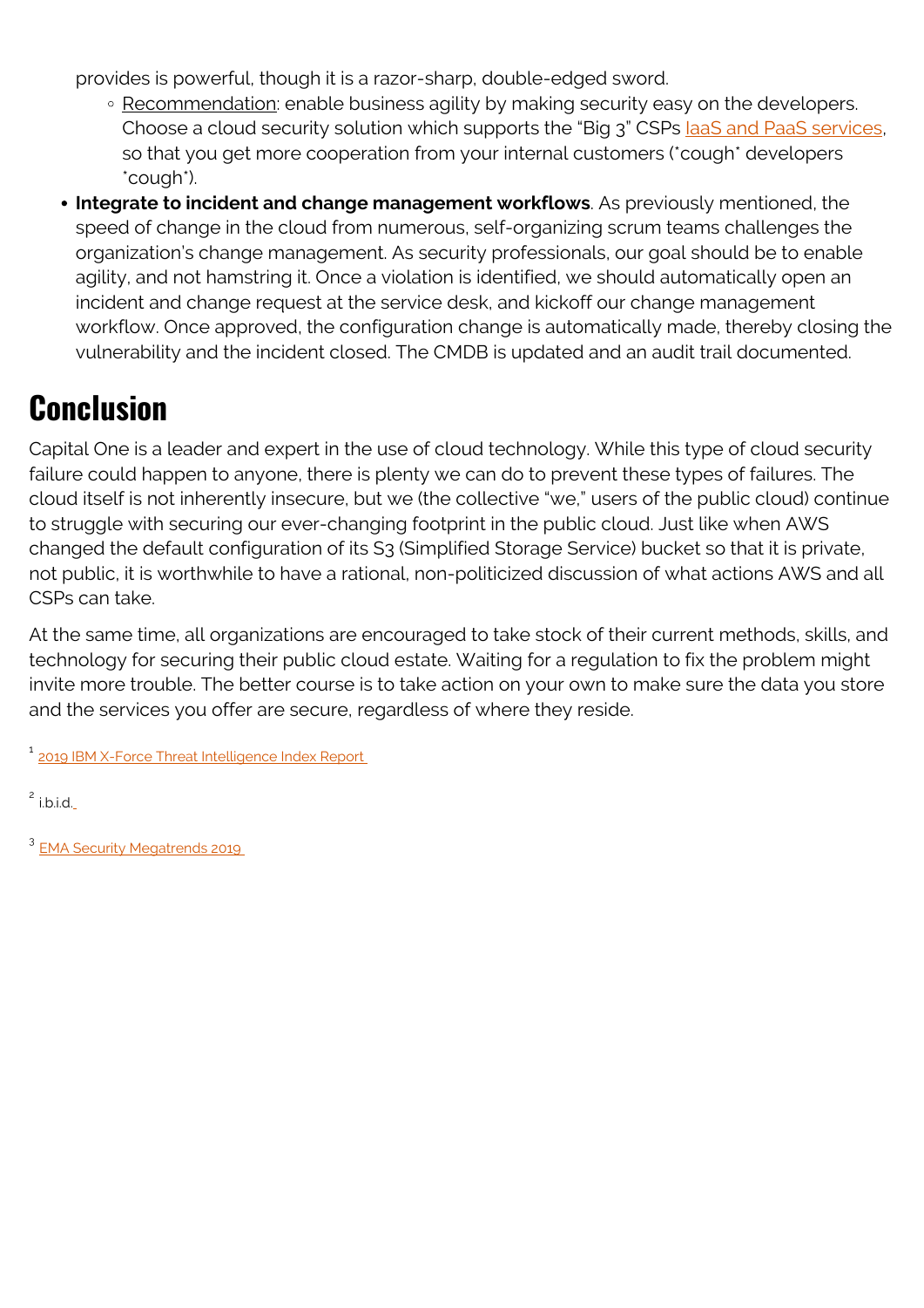provides is powerful, though it is a razor-sharp, double-edged sword.

  - Recommendation: enable business agility by making security easy on the developers. Choose a cloud security solution which supports the "Big 3" CSPs IaaS and PaaS services, so that you get more cooperation from your internal customers (*cough* developers *cough*).

- **Integrate to incident and change management workflows**. As previously mentioned, the speed of change in the cloud from numerous, self-organizing scrum teams challenges the organization's change management. As security professionals, our goal should be to enable agility, and not hamstring it. Once a violation is identified, we should automatically open an incident and change request at the service desk, and kickoff our change management workflow. Once approved, the configuration change is automatically made, thereby closing the vulnerability and the incident closed. The CMDB is updated and an audit trail documented.

# Conclusion

Capital One is a leader and expert in the use of cloud technology. While this type of cloud security failure could happen to anyone, there is plenty we can do to prevent these types of failures. The cloud itself is not inherently insecure, but we (the collective "we," users of the public cloud) continue to struggle with securing our ever-changing footprint in the public cloud. Just like when AWS changed the default configuration of its S3 (Simplified Storage Service) bucket so that it is private, not public, it is worthwhile to have a rational, non-politicized discussion of what actions AWS and all CSPs can take.

At the same time, all organizations are encouraged to take stock of their current methods, skills, and technology for securing their public cloud estate. Waiting for a regulation to fix the problem might invite more trouble. The better course is to take action on your own to make sure the data you store and the services you offer are secure, regardless of where they reside.

[1] 2019 IBM X-Force Threat Intelligence Index Report

[2] i.b.i.d.

[3] EMA Security Megatrends 2019